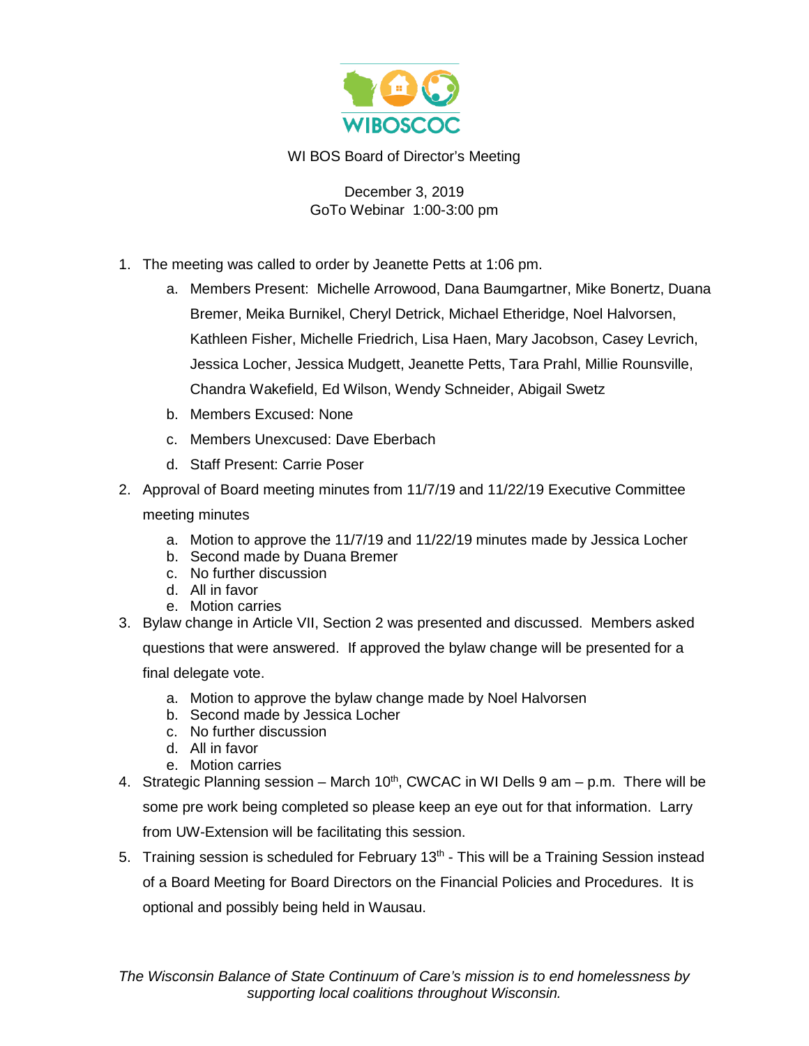WIBOSCOC

WI BOS Board of Director's Meeting

December 3, 2019
GoTo Webinar 1:00-3:00 pm

1. The meeting was called to order by Jeanette Petts at 1:06 pm.
   a. Members Present: Michelle Arrowood, Dana Baumgartner, Mike Bonertz, Duana Bremer, Meika Burnikel, Cheryl Detrick, Michael Etheridge, Noel Halvorsen, Kathleen Fisher, Michelle Friedrich, Lisa Haen, Mary Jacobson, Casey Levrich, Jessica Locher, Jessica Mudgett, Jeanette Petts, Tara Prahl, Millie Rounsville, Chandra Wakefield, Ed Wilson, Wendy Schneider, Abigail Swetz
   b. Members Excused: None
   c. Members Unexcused: Dave Eberbach
   d. Staff Present: Carrie Poser
2. Approval of Board meeting minutes from 11/7/19 and 11/22/19 Executive Committee meeting minutes
   a. Motion to approve the 11/7/19 and 11/22/19 minutes made by Jessica Locher
   b. Second made by Duana Bremer
   c. No further discussion
   d. All in favor
   e. Motion carries
3. Bylaw change in Article VII, Section 2 was presented and discussed. Members asked questions that were answered. If approved the bylaw change will be presented for a final delegate vote.
   a. Motion to approve the bylaw change made by Noel Halvorsen
   b. Second made by Jessica Locher
   c. No further discussion
   d. All in favor
   e. Motion carries
4. Strategic Planning session – March 10th, CWCAC in WI Dells 9 am – p.m. There will be some pre work being completed so please keep an eye out for that information. Larry from UW-Extension will be facilitating this session.
5. Training session is scheduled for February 13th - This will be a Training Session instead of a Board Meeting for Board Directors on the Financial Policies and Procedures. It is optional and possibly being held in Wausau.

*The Wisconsin Balance of State Continuum of Care's mission is to end homelessness by supporting local coalitions throughout Wisconsin.*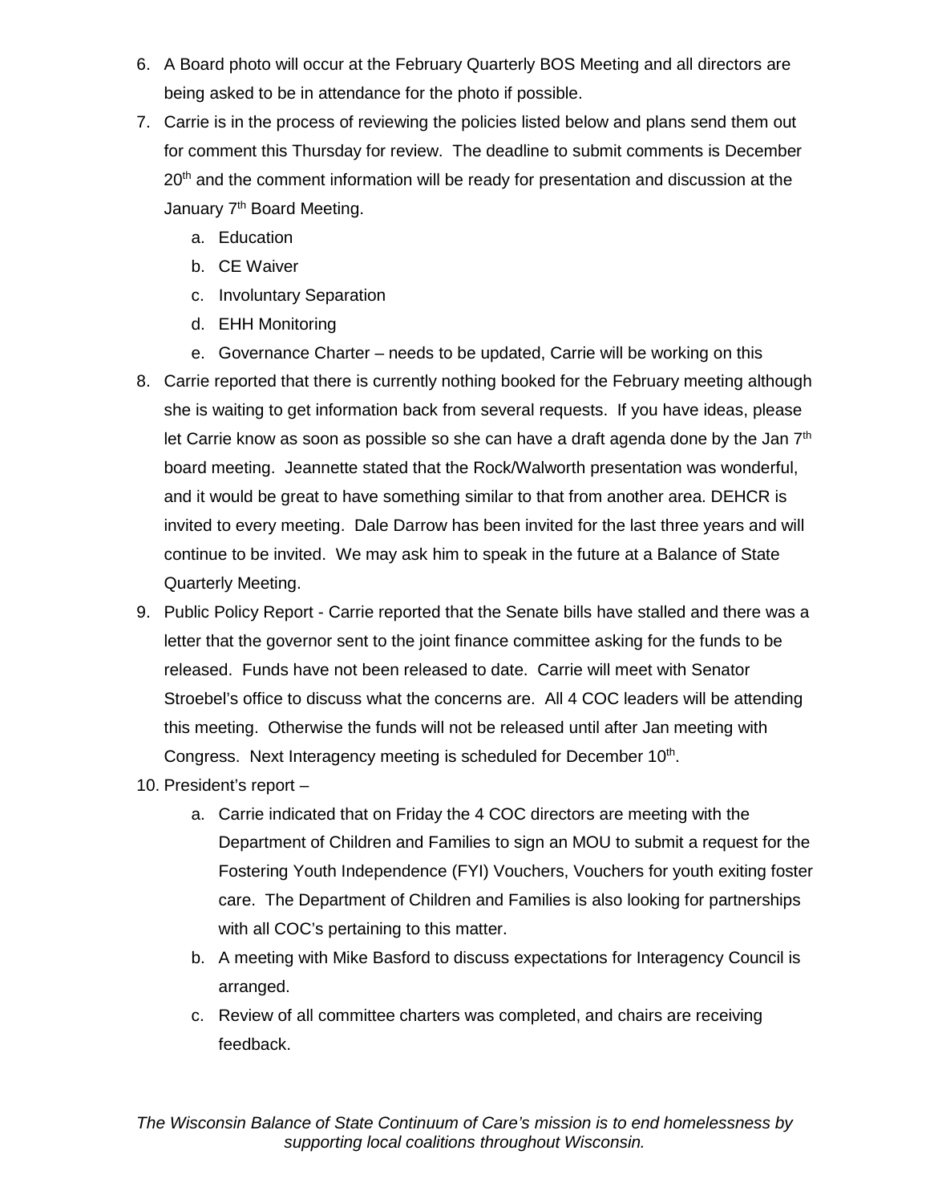6. A Board photo will occur at the February Quarterly BOS Meeting and all directors are being asked to be in attendance for the photo if possible.
7. Carrie is in the process of reviewing the policies listed below and plans send them out for comment this Thursday for review. The deadline to submit comments is December 20th and the comment information will be ready for presentation and discussion at the January 7th Board Meeting.
    a. Education
    b. CE Waiver
    c. Involuntary Separation
    d. EHH Monitoring
    e. Governance Charter – needs to be updated, Carrie will be working on this
8. Carrie reported that there is currently nothing booked for the February meeting although she is waiting to get information back from several requests. If you have ideas, please let Carrie know as soon as possible so she can have a draft agenda done by the Jan 7th board meeting. Jeannette stated that the Rock/Walworth presentation was wonderful, and it would be great to have something similar to that from another area. DEHCR is invited to every meeting. Dale Darrow has been invited for the last three years and will continue to be invited. We may ask him to speak in the future at a Balance of State Quarterly Meeting.
9. Public Policy Report - Carrie reported that the Senate bills have stalled and there was a letter that the governor sent to the joint finance committee asking for the funds to be released. Funds have not been released to date. Carrie will meet with Senator Stroebel's office to discuss what the concerns are. All 4 COC leaders will be attending this meeting. Otherwise the funds will not be released until after Jan meeting with Congress. Next Interagency meeting is scheduled for December 10th.
10. President's report –
    a. Carrie indicated that on Friday the 4 COC directors are meeting with the Department of Children and Families to sign an MOU to submit a request for the Fostering Youth Independence (FYI) Vouchers, Vouchers for youth exiting foster care. The Department of Children and Families is also looking for partnerships with all COC's pertaining to this matter.
    b. A meeting with Mike Basford to discuss expectations for Interagency Council is arranged.
    c. Review of all committee charters was completed, and chairs are receiving feedback.

*The Wisconsin Balance of State Continuum of Care's mission is to end homelessness by supporting local coalitions throughout Wisconsin.*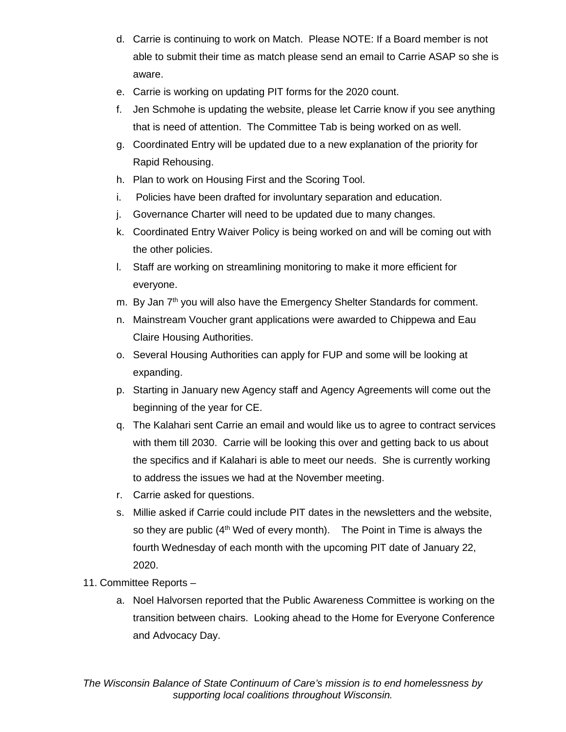d. Carrie is continuing to work on Match. Please NOTE: If a Board member is not able to submit their time as match please send an email to Carrie ASAP so she is aware.
e. Carrie is working on updating PIT forms for the 2020 count.
f. Jen Schmohe is updating the website, please let Carrie know if you see anything that is need of attention. The Committee Tab is being worked on as well.
g. Coordinated Entry will be updated due to a new explanation of the priority for Rapid Rehousing.
h. Plan to work on Housing First and the Scoring Tool.
i. Policies have been drafted for involuntary separation and education.
j. Governance Charter will need to be updated due to many changes.
k. Coordinated Entry Waiver Policy is being worked on and will be coming out with the other policies.
l. Staff are working on streamlining monitoring to make it more efficient for everyone.
m. By Jan 7th you will also have the Emergency Shelter Standards for comment.
n. Mainstream Voucher grant applications were awarded to Chippewa and Eau Claire Housing Authorities.
o. Several Housing Authorities can apply for FUP and some will be looking at expanding.
p. Starting in January new Agency staff and Agency Agreements will come out the beginning of the year for CE.
q. The Kalahari sent Carrie an email and would like us to agree to contract services with them till 2030. Carrie will be looking this over and getting back to us about the specifics and if Kalahari is able to meet our needs. She is currently working to address the issues we had at the November meeting.
r. Carrie asked for questions.
s. Millie asked if Carrie could include PIT dates in the newsletters and the website, so they are public (4th Wed of every month). The Point in Time is always the fourth Wednesday of each month with the upcoming PIT date of January 22, 2020.

11. Committee Reports –
    a. Noel Halvorsen reported that the Public Awareness Committee is working on the transition between chairs. Looking ahead to the Home for Everyone Conference and Advocacy Day.

*The Wisconsin Balance of State Continuum of Care's mission is to end homelessness by supporting local coalitions throughout Wisconsin.*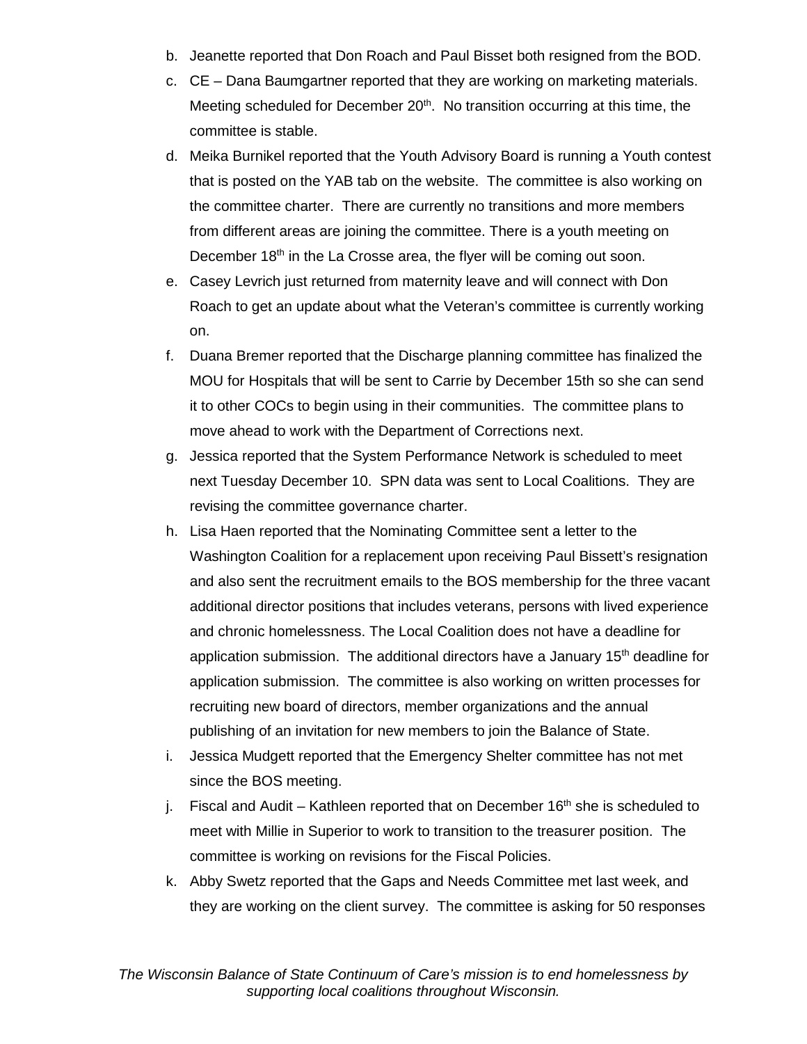b. Jeanette reported that Don Roach and Paul Bisset both resigned from the BOD.
c. CE – Dana Baumgartner reported that they are working on marketing materials. Meeting scheduled for December 20th. No transition occurring at this time, the committee is stable.
d. Meika Burnikel reported that the Youth Advisory Board is running a Youth contest that is posted on the YAB tab on the website. The committee is also working on the committee charter. There are currently no transitions and more members from different areas are joining the committee. There is a youth meeting on December 18th in the La Crosse area, the flyer will be coming out soon.
e. Casey Levrich just returned from maternity leave and will connect with Don Roach to get an update about what the Veteran's committee is currently working on.
f. Duana Bremer reported that the Discharge planning committee has finalized the MOU for Hospitals that will be sent to Carrie by December 15th so she can send it to other COCs to begin using in their communities. The committee plans to move ahead to work with the Department of Corrections next.
g. Jessica reported that the System Performance Network is scheduled to meet next Tuesday December 10. SPN data was sent to Local Coalitions. They are revising the committee governance charter.
h. Lisa Haen reported that the Nominating Committee sent a letter to the Washington Coalition for a replacement upon receiving Paul Bissett's resignation and also sent the recruitment emails to the BOS membership for the three vacant additional director positions that includes veterans, persons with lived experience and chronic homelessness. The Local Coalition does not have a deadline for application submission. The additional directors have a January 15th deadline for application submission. The committee is also working on written processes for recruiting new board of directors, member organizations and the annual publishing of an invitation for new members to join the Balance of State.
i. Jessica Mudgett reported that the Emergency Shelter committee has not met since the BOS meeting.
j. Fiscal and Audit – Kathleen reported that on December 16th she is scheduled to meet with Millie in Superior to work to transition to the treasurer position. The committee is working on revisions for the Fiscal Policies.
k. Abby Swetz reported that the Gaps and Needs Committee met last week, and they are working on the client survey. The committee is asking for 50 responses

*The Wisconsin Balance of State Continuum of Care's mission is to end homelessness by supporting local coalitions throughout Wisconsin.*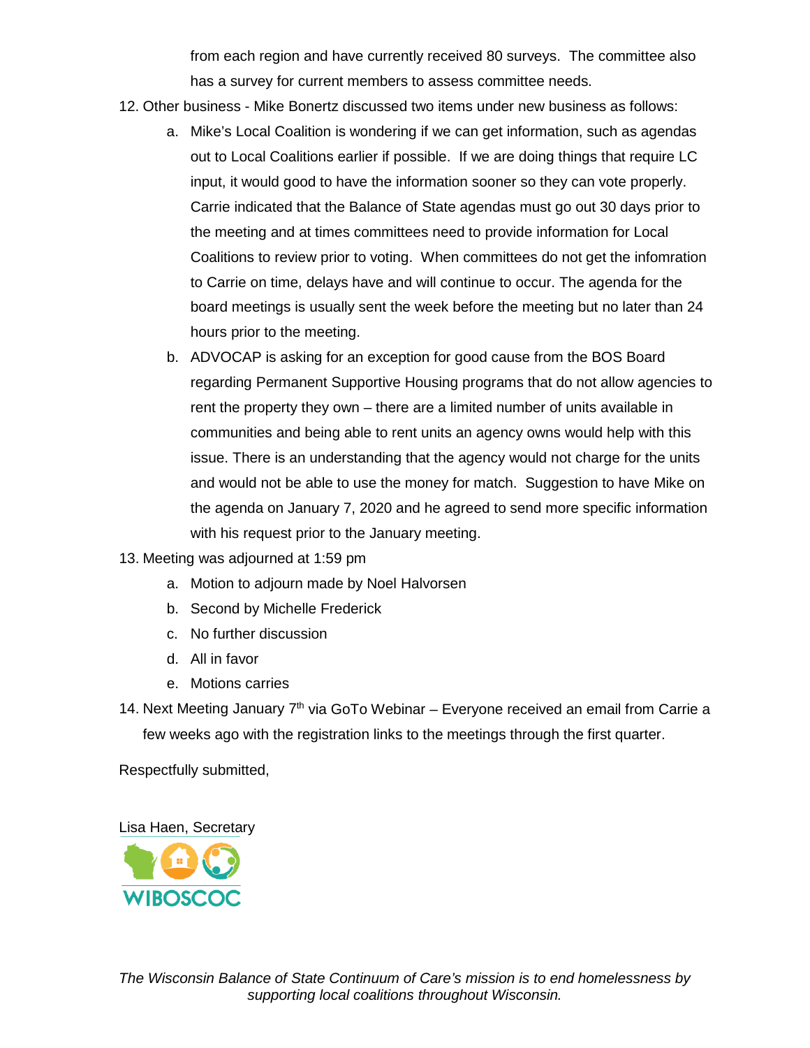from each region and have currently received 80 surveys. The committee also has a survey for current members to assess committee needs.

12. Other business - Mike Bonertz discussed two items under new business as follows:
    a. Mike's Local Coalition is wondering if we can get information, such as agendas out to Local Coalitions earlier if possible. If we are doing things that require LC input, it would good to have the information sooner so they can vote properly. Carrie indicated that the Balance of State agendas must go out 30 days prior to the meeting and at times committees need to provide information for Local Coalitions to review prior to voting. When committees do not get the infomration to Carrie on time, delays have and will continue to occur. The agenda for the board meetings is usually sent the week before the meeting but no later than 24 hours prior to the meeting.
    b. ADVOCAP is asking for an exception for good cause from the BOS Board regarding Permanent Supportive Housing programs that do not allow agencies to rent the property they own – there are a limited number of units available in communities and being able to rent units an agency owns would help with this issue. There is an understanding that the agency would not charge for the units and would not be able to use the money for match. Suggestion to have Mike on the agenda on January 7, 2020 and he agreed to send more specific information with his request prior to the January meeting.
13. Meeting was adjourned at 1:59 pm
    a. Motion to adjourn made by Noel Halvorsen
    b. Second by Michelle Frederick
    c. No further discussion
    d. All in favor
    e. Motions carries
14. Next Meeting January 7th via GoTo Webinar – Everyone received an email from Carrie a few weeks ago with the registration links to the meetings through the first quarter.

Respectfully submitted,

Lisa Haen, Secretary

WIBOSCOC

*The Wisconsin Balance of State Continuum of Care's mission is to end homelessness by supporting local coalitions throughout Wisconsin.*